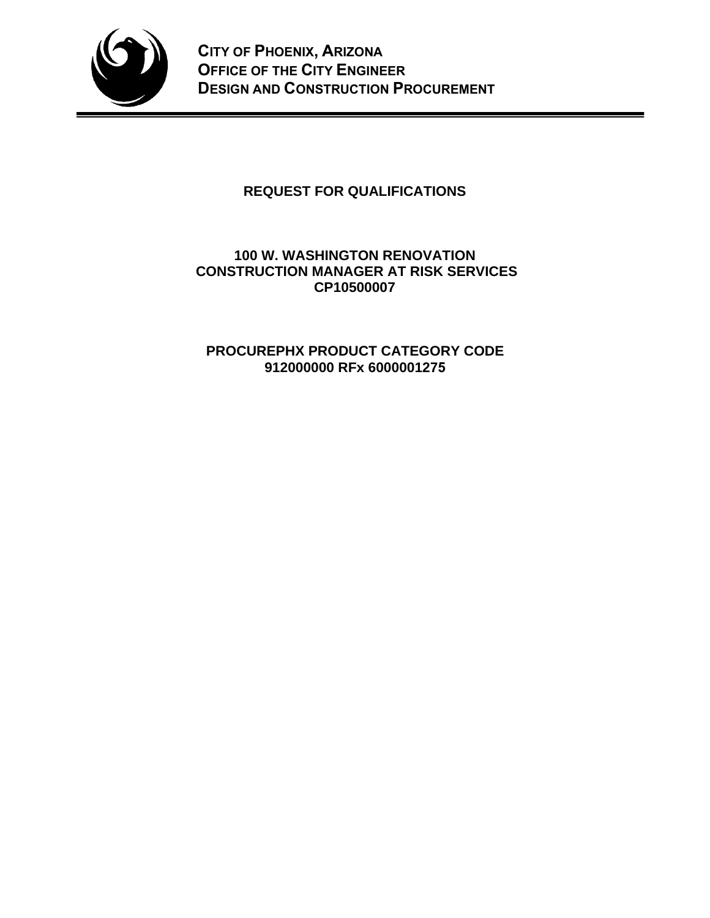**CITY OF PHOENIX, ARIZONA**
**OFFICE OF THE CITY ENGINEER**
**DESIGN AND CONSTRUCTION PROCUREMENT**

---

# REQUEST FOR QUALIFICATIONS

## 100 W. WASHINGTON RENOVATION
## CONSTRUCTION MANAGER AT RISK SERVICES
## CP10500007

## PROCUREPHX PRODUCT CATEGORY CODE
## 912000000 RFx 6000001275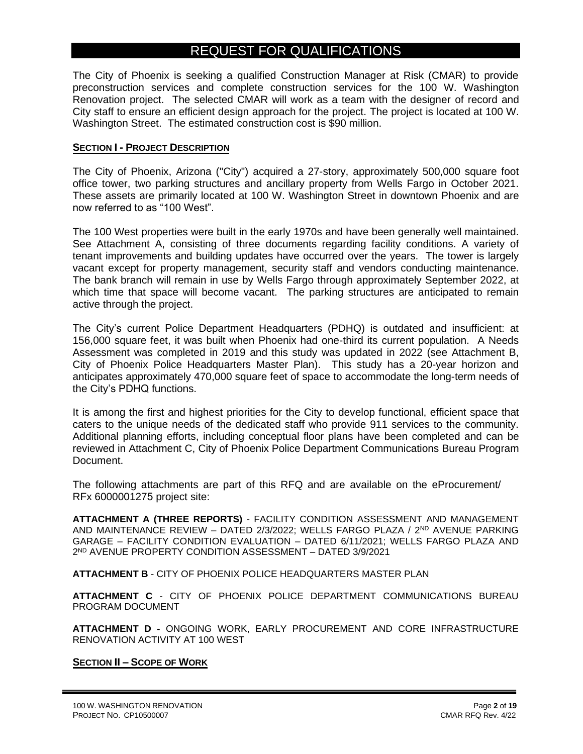# REQUEST FOR QUALIFICATIONS

The City of Phoenix is seeking a qualified Construction Manager at Risk (CMAR) to provide preconstruction services and complete construction services for the 100 W. Washington Renovation project. The selected CMAR will work as a team with the designer of record and City staff to ensure an efficient design approach for the project. The project is located at 100 W. Washington Street. The estimated construction cost is $90 million.

## SECTION I - PROJECT DESCRIPTION

The City of Phoenix, Arizona ("City") acquired a 27-story, approximately 500,000 square foot office tower, two parking structures and ancillary property from Wells Fargo in October 2021. These assets are primarily located at 100 W. Washington Street in downtown Phoenix and are now referred to as "100 West".

The 100 West properties were built in the early 1970s and have been generally well maintained. See Attachment A, consisting of three documents regarding facility conditions. A variety of tenant improvements and building updates have occurred over the years. The tower is largely vacant except for property management, security staff and vendors conducting maintenance. The bank branch will remain in use by Wells Fargo through approximately September 2022, at which time that space will become vacant. The parking structures are anticipated to remain active through the project.

The City's current Police Department Headquarters (PDHQ) is outdated and insufficient: at 156,000 square feet, it was built when Phoenix had one-third its current population. A Needs Assessment was completed in 2019 and this study was updated in 2022 (see Attachment B, City of Phoenix Police Headquarters Master Plan). This study has a 20-year horizon and anticipates approximately 470,000 square feet of space to accommodate the long-term needs of the City's PDHQ functions.

It is among the first and highest priorities for the City to develop functional, efficient space that caters to the unique needs of the dedicated staff who provide 911 services to the community. Additional planning efforts, including conceptual floor plans have been completed and can be reviewed in Attachment C, City of Phoenix Police Department Communications Bureau Program Document.

The following attachments are part of this RFQ and are available on the eProcurement/ RFx 6000001275 project site:

**ATTACHMENT A (THREE REPORTS)** - FACILITY CONDITION ASSESSMENT AND MANAGEMENT AND MAINTENANCE REVIEW – DATED 2/3/2022; WELLS FARGO PLAZA / 2ND AVENUE PARKING GARAGE – FACILITY CONDITION EVALUATION – DATED 6/11/2021; WELLS FARGO PLAZA AND 2ND AVENUE PROPERTY CONDITION ASSESSMENT – DATED 3/9/2021

**ATTACHMENT B** - CITY OF PHOENIX POLICE HEADQUARTERS MASTER PLAN

**ATTACHMENT C** - CITY OF PHOENIX POLICE DEPARTMENT COMMUNICATIONS BUREAU PROGRAM DOCUMENT

**ATTACHMENT D -** ONGOING WORK, EARLY PROCUREMENT AND CORE INFRASTRUCTURE RENOVATION ACTIVITY AT 100 WEST

## SECTION II – SCOPE OF WORK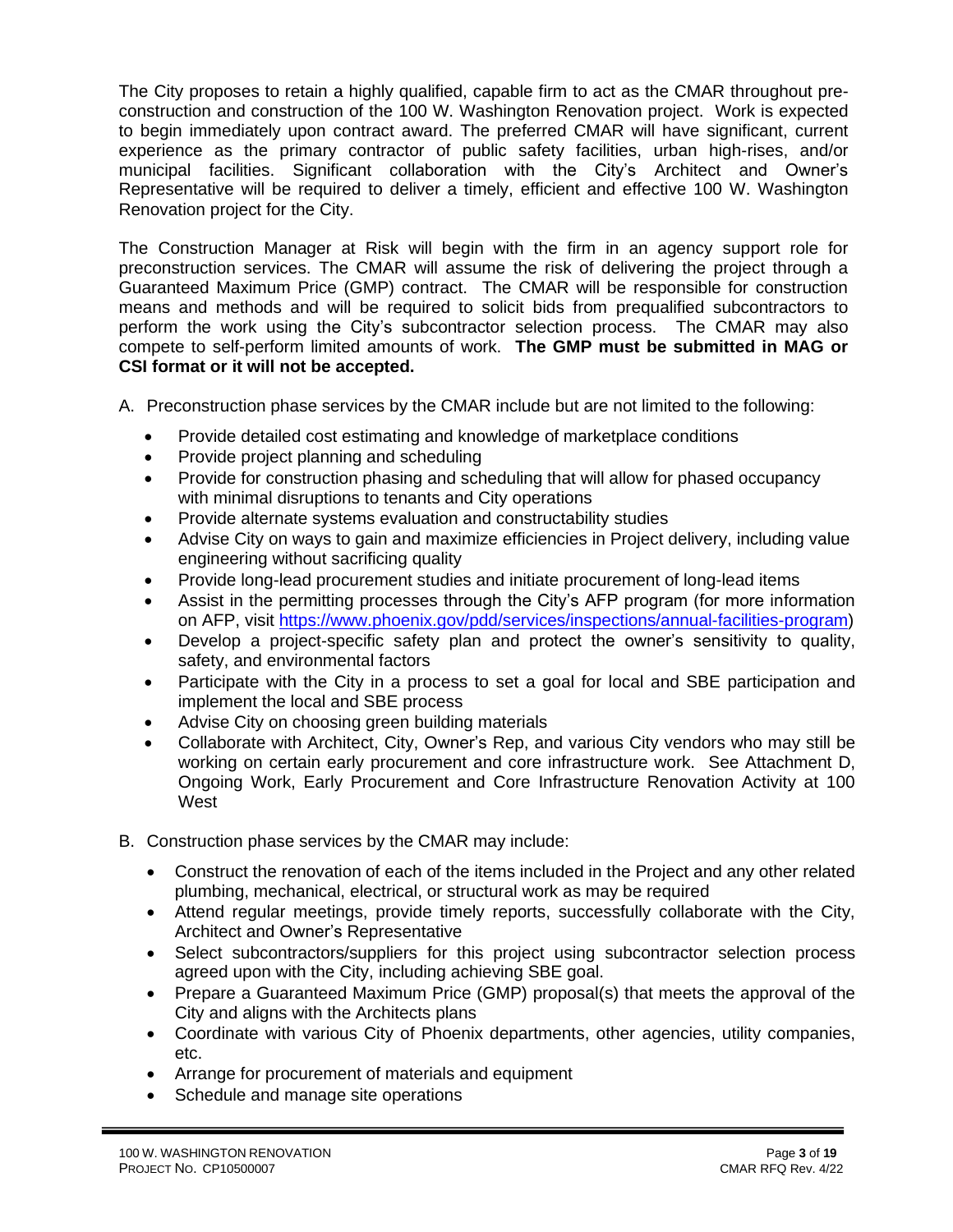The City proposes to retain a highly qualified, capable firm to act as the CMAR throughout pre-construction and construction of the 100 W. Washington Renovation project. Work is expected to begin immediately upon contract award. The preferred CMAR will have significant, current experience as the primary contractor of public safety facilities, urban high-rises, and/or municipal facilities. Significant collaboration with the City's Architect and Owner's Representative will be required to deliver a timely, efficient and effective 100 W. Washington Renovation project for the City.

The Construction Manager at Risk will begin with the firm in an agency support role for preconstruction services. The CMAR will assume the risk of delivering the project through a Guaranteed Maximum Price (GMP) contract. The CMAR will be responsible for construction means and methods and will be required to solicit bids from prequalified subcontractors to perform the work using the City's subcontractor selection process. The CMAR may also compete to self-perform limited amounts of work. **The GMP must be submitted in MAG or CSI format or it will not be accepted.**

A. Preconstruction phase services by the CMAR include but are not limited to the following:

- Provide detailed cost estimating and knowledge of marketplace conditions
- Provide project planning and scheduling
- Provide for construction phasing and scheduling that will allow for phased occupancy with minimal disruptions to tenants and City operations
- Provide alternate systems evaluation and constructability studies
- Advise City on ways to gain and maximize efficiencies in Project delivery, including value engineering without sacrificing quality
- Provide long-lead procurement studies and initiate procurement of long-lead items
- Assist in the permitting processes through the City's AFP program (for more information on AFP, visit https://www.phoenix.gov/pdd/services/inspections/annual-facilities-program)
- Develop a project-specific safety plan and protect the owner's sensitivity to quality, safety, and environmental factors
- Participate with the City in a process to set a goal for local and SBE participation and implement the local and SBE process
- Advise City on choosing green building materials
- Collaborate with Architect, City, Owner's Rep, and various City vendors who may still be working on certain early procurement and core infrastructure work. See Attachment D, Ongoing Work, Early Procurement and Core Infrastructure Renovation Activity at 100 West

B. Construction phase services by the CMAR may include:

- Construct the renovation of each of the items included in the Project and any other related plumbing, mechanical, electrical, or structural work as may be required
- Attend regular meetings, provide timely reports, successfully collaborate with the City, Architect and Owner's Representative
- Select subcontractors/suppliers for this project using subcontractor selection process agreed upon with the City, including achieving SBE goal.
- Prepare a Guaranteed Maximum Price (GMP) proposal(s) that meets the approval of the City and aligns with the Architects plans
- Coordinate with various City of Phoenix departments, other agencies, utility companies, etc.
- Arrange for procurement of materials and equipment
- Schedule and manage site operations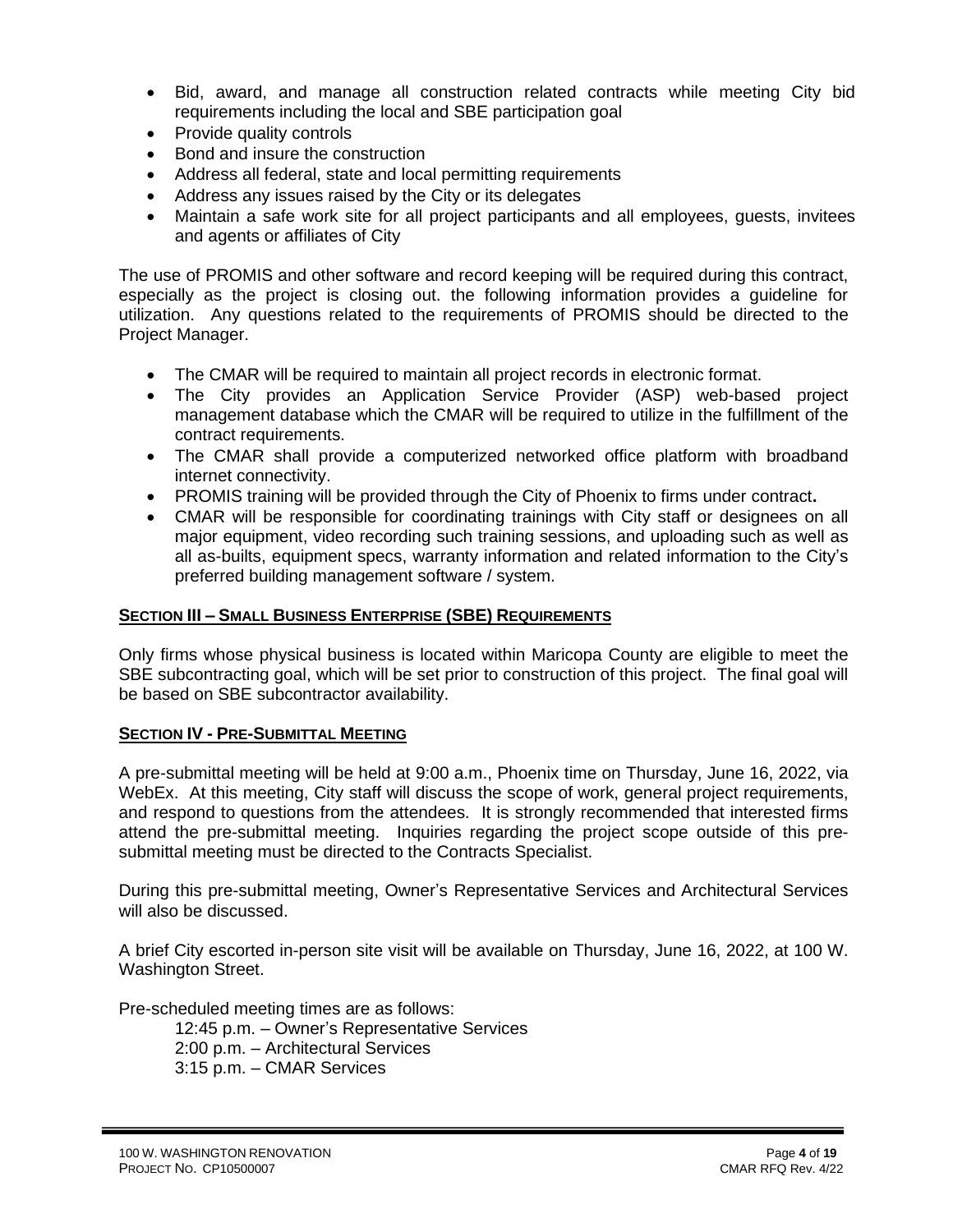- Bid, award, and manage all construction related contracts while meeting City bid requirements including the local and SBE participation goal
- Provide quality controls
- Bond and insure the construction
- Address all federal, state and local permitting requirements
- Address any issues raised by the City or its delegates
- Maintain a safe work site for all project participants and all employees, guests, invitees and agents or affiliates of City

The use of PROMIS and other software and record keeping will be required during this contract, especially as the project is closing out. the following information provides a guideline for utilization. Any questions related to the requirements of PROMIS should be directed to the Project Manager.

- The CMAR will be required to maintain all project records in electronic format.
- The City provides an Application Service Provider (ASP) web-based project management database which the CMAR will be required to utilize in the fulfillment of the contract requirements.
- The CMAR shall provide a computerized networked office platform with broadband internet connectivity.
- PROMIS training will be provided through the City of Phoenix to firms under contract**.**
- CMAR will be responsible for coordinating trainings with City staff or designees on all major equipment, video recording such training sessions, and uploading such as well as all as-builts, equipment specs, warranty information and related information to the City's preferred building management software / system.

## SECTION III – SMALL BUSINESS ENTERPRISE (SBE) REQUIREMENTS

Only firms whose physical business is located within Maricopa County are eligible to meet the SBE subcontracting goal, which will be set prior to construction of this project. The final goal will be based on SBE subcontractor availability.

## SECTION IV - PRE-SUBMITTAL MEETING

A pre-submittal meeting will be held at 9:00 a.m., Phoenix time on Thursday, June 16, 2022, via WebEx. At this meeting, City staff will discuss the scope of work, general project requirements, and respond to questions from the attendees. It is strongly recommended that interested firms attend the pre-submittal meeting. Inquiries regarding the project scope outside of this pre-submittal meeting must be directed to the Contracts Specialist.

During this pre-submittal meeting, Owner's Representative Services and Architectural Services will also be discussed.

A brief City escorted in-person site visit will be available on Thursday, June 16, 2022, at 100 W. Washington Street.

Pre-scheduled meeting times are as follows:

12:45 p.m. – Owner's Representative Services
2:00 p.m. – Architectural Services
3:15 p.m. – CMAR Services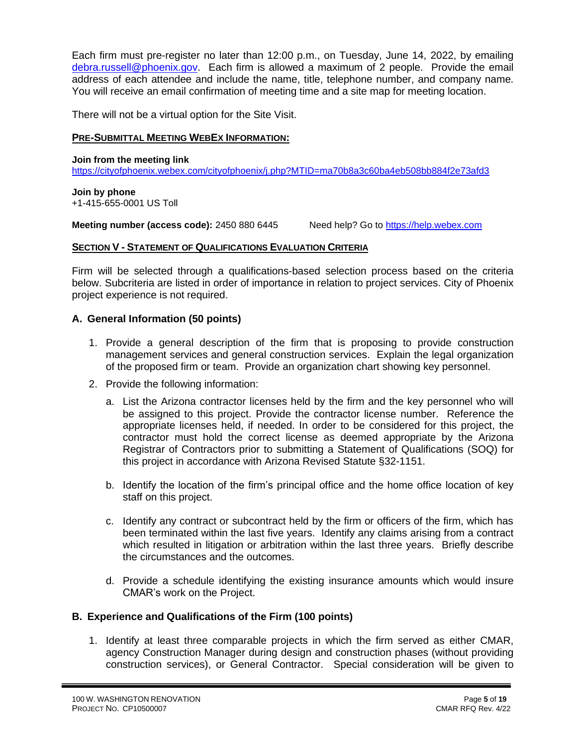Each firm must pre-register no later than 12:00 p.m., on Tuesday, June 14, 2022, by emailing debra.russell@phoenix.gov. Each firm is allowed a maximum of 2 people. Provide the email address of each attendee and include the name, title, telephone number, and company name. You will receive an email confirmation of meeting time and a site map for meeting location.

There will not be a virtual option for the Site Visit.

**PRE-SUBMITTAL MEETING WEBEX INFORMATION:**

**Join from the meeting link**
https://cityofphoenix.webex.com/cityofphoenix/j.php?MTID=ma70b8a3c60ba4eb508bb884f2e73afd3

**Join by phone**
+1-415-655-0001 US Toll

**Meeting number (access code):** 2450 880 6445 Need help? Go to https://help.webex.com

**SECTION V - STATEMENT OF QUALIFICATIONS EVALUATION CRITERIA**

Firm will be selected through a qualifications-based selection process based on the criteria below. Subcriteria are listed in order of importance in relation to project services. City of Phoenix project experience is not required.

### A. General Information (50 points)

1. Provide a general description of the firm that is proposing to provide construction management services and general construction services. Explain the legal organization of the proposed firm or team. Provide an organization chart showing key personnel.

2. Provide the following information:

   a. List the Arizona contractor licenses held by the firm and the key personnel who will be assigned to this project. Provide the contractor license number. Reference the appropriate licenses held, if needed. In order to be considered for this project, the contractor must hold the correct license as deemed appropriate by the Arizona Registrar of Contractors prior to submitting a Statement of Qualifications (SOQ) for this project in accordance with Arizona Revised Statute §32-1151.

   b. Identify the location of the firm's principal office and the home office location of key staff on this project.

   c. Identify any contract or subcontract held by the firm or officers of the firm, which has been terminated within the last five years. Identify any claims arising from a contract which resulted in litigation or arbitration within the last three years. Briefly describe the circumstances and the outcomes.

   d. Provide a schedule identifying the existing insurance amounts which would insure CMAR's work on the Project.

### B. Experience and Qualifications of the Firm (100 points)

1. Identify at least three comparable projects in which the firm served as either CMAR, agency Construction Manager during design and construction phases (without providing construction services), or General Contractor. Special consideration will be given to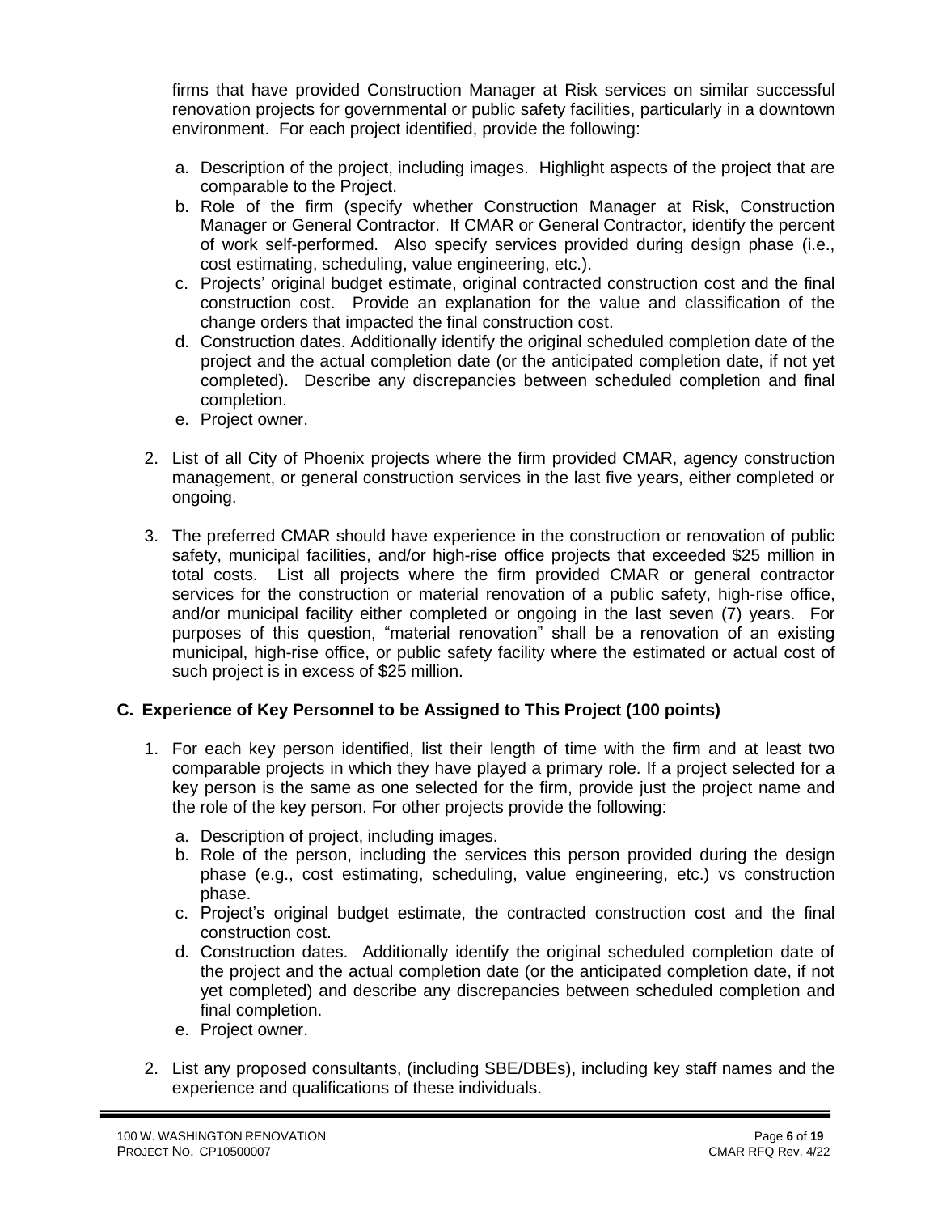firms that have provided Construction Manager at Risk services on similar successful renovation projects for governmental or public safety facilities, particularly in a downtown environment. For each project identified, provide the following:

   a. Description of the project, including images. Highlight aspects of the project that are comparable to the Project.
   b. Role of the firm (specify whether Construction Manager at Risk, Construction Manager or General Contractor. If CMAR or General Contractor, identify the percent of work self-performed. Also specify services provided during design phase (i.e., cost estimating, scheduling, value engineering, etc.).
   c. Projects' original budget estimate, original contracted construction cost and the final construction cost. Provide an explanation for the value and classification of the change orders that impacted the final construction cost.
   d. Construction dates. Additionally identify the original scheduled completion date of the project and the actual completion date (or the anticipated completion date, if not yet completed). Describe any discrepancies between scheduled completion and final completion.
   e. Project owner.

2. List of all City of Phoenix projects where the firm provided CMAR, agency construction management, or general construction services in the last five years, either completed or ongoing.

3. The preferred CMAR should have experience in the construction or renovation of public safety, municipal facilities, and/or high-rise office projects that exceeded $25 million in total costs. List all projects where the firm provided CMAR or general contractor services for the construction or material renovation of a public safety, high-rise office, and/or municipal facility either completed or ongoing in the last seven (7) years. For purposes of this question, "material renovation" shall be a renovation of an existing municipal, high-rise office, or public safety facility where the estimated or actual cost of such project is in excess of $25 million.

### C. Experience of Key Personnel to be Assigned to This Project (100 points)

1. For each key person identified, list their length of time with the firm and at least two comparable projects in which they have played a primary role. If a project selected for a key person is the same as one selected for the firm, provide just the project name and the role of the key person. For other projects provide the following:

   a. Description of project, including images.
   b. Role of the person, including the services this person provided during the design phase (e.g., cost estimating, scheduling, value engineering, etc.) vs construction phase.
   c. Project's original budget estimate, the contracted construction cost and the final construction cost.
   d. Construction dates. Additionally identify the original scheduled completion date of the project and the actual completion date (or the anticipated completion date, if not yet completed) and describe any discrepancies between scheduled completion and final completion.
   e. Project owner.

2. List any proposed consultants, (including SBE/DBEs), including key staff names and the experience and qualifications of these individuals.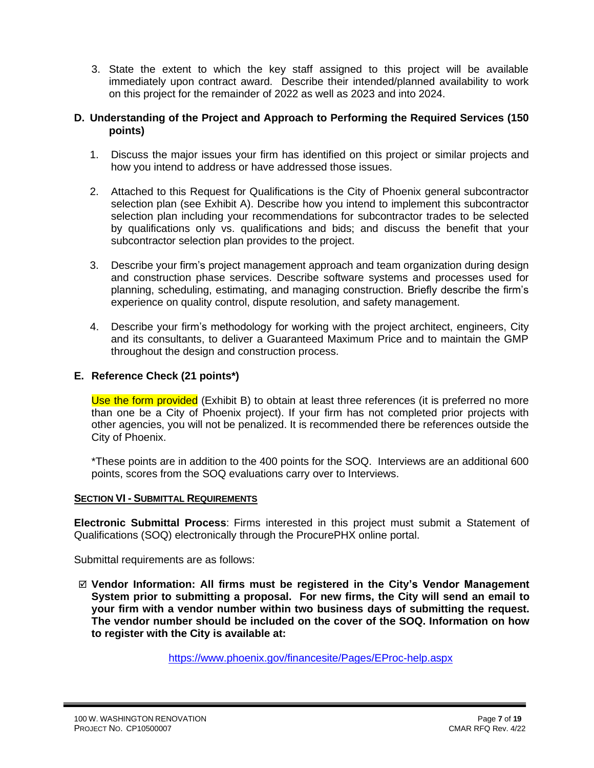3. State the extent to which the key staff assigned to this project will be available immediately upon contract award. Describe their intended/planned availability to work on this project for the remainder of 2022 as well as 2023 and into 2024.

### D. Understanding of the Project and Approach to Performing the Required Services (150 points)

1. Discuss the major issues your firm has identified on this project or similar projects and how you intend to address or have addressed those issues.

2. Attached to this Request for Qualifications is the City of Phoenix general subcontractor selection plan (see Exhibit A). Describe how you intend to implement this subcontractor selection plan including your recommendations for subcontractor trades to be selected by qualifications only vs. qualifications and bids; and discuss the benefit that your subcontractor selection plan provides to the project.

3. Describe your firm's project management approach and team organization during design and construction phase services. Describe software systems and processes used for planning, scheduling, estimating, and managing construction. Briefly describe the firm's experience on quality control, dispute resolution, and safety management.

4. Describe your firm's methodology for working with the project architect, engineers, City and its consultants, to deliver a Guaranteed Maximum Price and to maintain the GMP throughout the design and construction process.

### E. Reference Check (21 points*)

Use the form provided (Exhibit B) to obtain at least three references (it is preferred no more than one be a City of Phoenix project). If your firm has not completed prior projects with other agencies, you will not be penalized. It is recommended there be references outside the City of Phoenix.

*These points are in addition to the 400 points for the SOQ. Interviews are an additional 600 points, scores from the SOQ evaluations carry over to Interviews.

## SECTION VI - SUBMITTAL REQUIREMENTS

**Electronic Submittal Process**: Firms interested in this project must submit a Statement of Qualifications (SOQ) electronically through the ProcurePHX online portal.

Submittal requirements are as follows:

☑ **Vendor Information: All firms must be registered in the City's Vendor Management System prior to submitting a proposal. For new firms, the City will send an email to your firm with a vendor number within two business days of submitting the request. The vendor number should be included on the cover of the SOQ. Information on how to register with the City is available at:**

https://www.phoenix.gov/financesite/Pages/EProc-help.aspx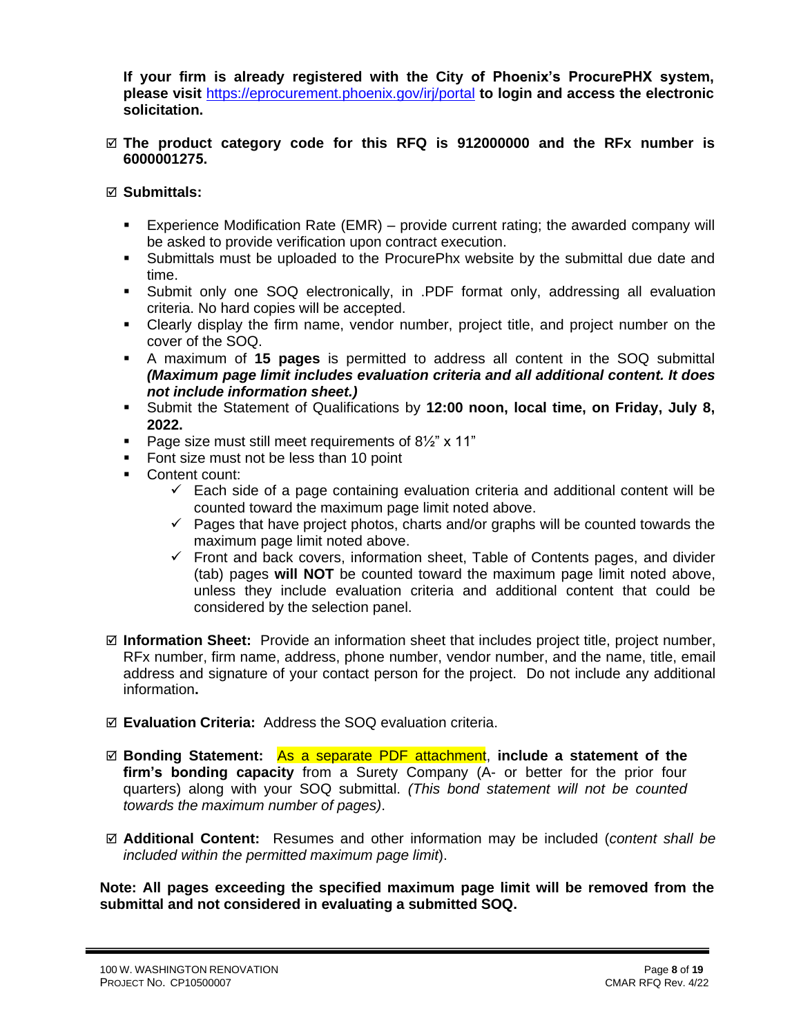**If your firm is already registered with the City of Phoenix's ProcurePHX system, please visit https://eprocurement.phoenix.gov/irj/portal to login and access the electronic solicitation.**

☑ **The product category code for this RFQ is 912000000 and the RFx number is 6000001275.**

☑ **Submittals:**

- Experience Modification Rate (EMR) – provide current rating; the awarded company will be asked to provide verification upon contract execution.
- Submittals must be uploaded to the ProcurePhx website by the submittal due date and time.
- Submit only one SOQ electronically, in .PDF format only, addressing all evaluation criteria. No hard copies will be accepted.
- Clearly display the firm name, vendor number, project title, and project number on the cover of the SOQ.
- A maximum of **15 pages** is permitted to address all content in the SOQ submittal ***(Maximum page limit includes evaluation criteria and all additional content. It does not include information sheet.)***
- Submit the Statement of Qualifications by **12:00 noon, local time, on Friday, July 8, 2022.**
- Page size must still meet requirements of 8½" x 11"
- Font size must not be less than 10 point
- Content count:
  - ✓ Each side of a page containing evaluation criteria and additional content will be counted toward the maximum page limit noted above.
  - ✓ Pages that have project photos, charts and/or graphs will be counted towards the maximum page limit noted above.
  - ✓ Front and back covers, information sheet, Table of Contents pages, and divider (tab) pages **will NOT** be counted toward the maximum page limit noted above, unless they include evaluation criteria and additional content that could be considered by the selection panel.

☑ **Information Sheet:** Provide an information sheet that includes project title, project number, RFx number, firm name, address, phone number, vendor number, and the name, title, email address and signature of your contact person for the project. Do not include any additional information**.**

☑ **Evaluation Criteria:** Address the SOQ evaluation criteria.

☑ **Bonding Statement:** As a separate PDF attachment, **include a statement of the firm's bonding capacity** from a Surety Company (A- or better for the prior four quarters) along with your SOQ submittal. *(This bond statement will not be counted towards the maximum number of pages)*.

☑ **Additional Content:** Resumes and other information may be included (*content shall be included within the permitted maximum page limit*).

**Note: All pages exceeding the specified maximum page limit will be removed from the submittal and not considered in evaluating a submitted SOQ.**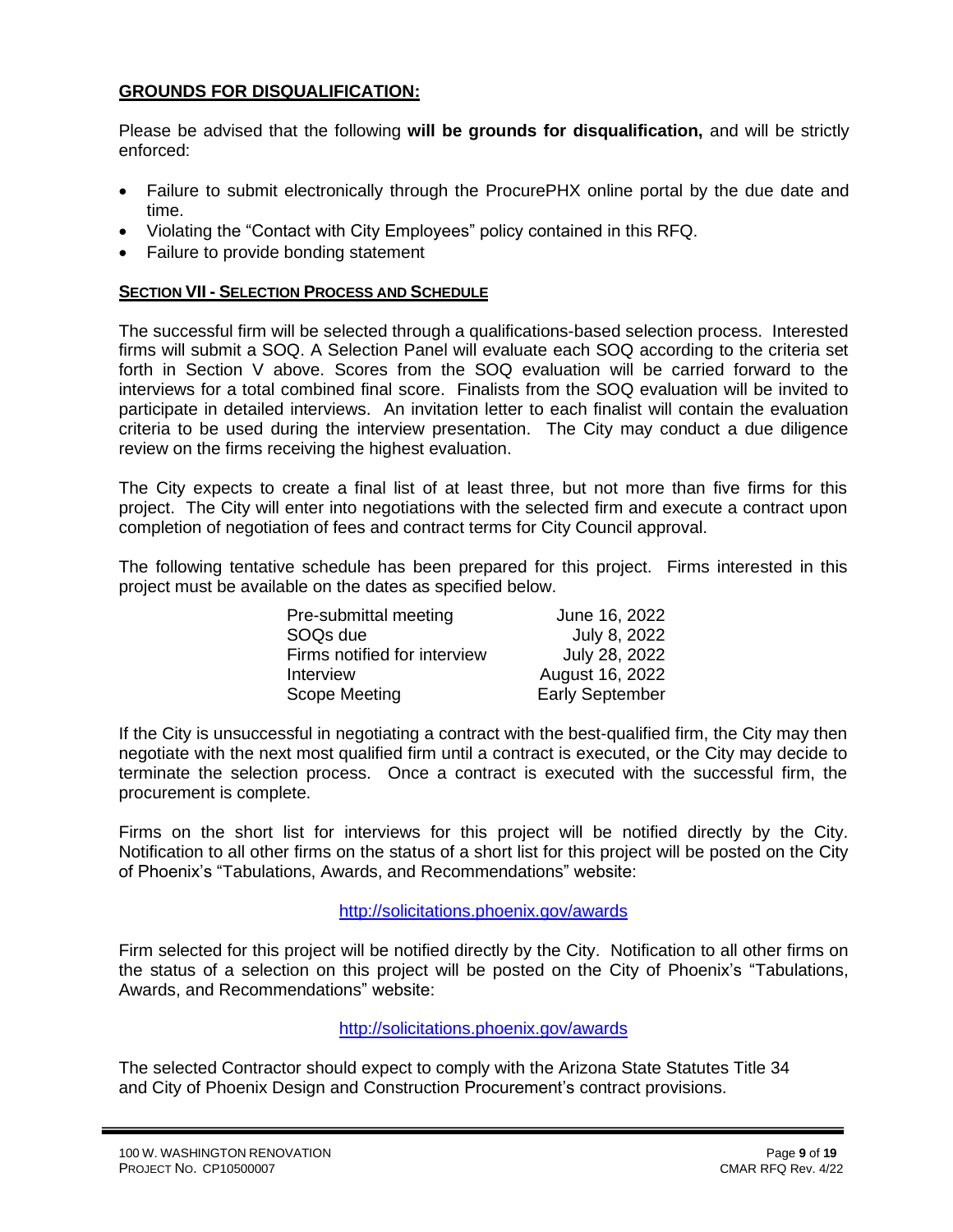## GROUNDS FOR DISQUALIFICATION:

Please be advised that the following **will be grounds for disqualification,** and will be strictly enforced:

- Failure to submit electronically through the ProcurePHX online portal by the due date and time.
- Violating the "Contact with City Employees" policy contained in this RFQ.
- Failure to provide bonding statement

## SECTION VII - SELECTION PROCESS AND SCHEDULE

The successful firm will be selected through a qualifications-based selection process. Interested firms will submit a SOQ. A Selection Panel will evaluate each SOQ according to the criteria set forth in Section V above. Scores from the SOQ evaluation will be carried forward to the interviews for a total combined final score. Finalists from the SOQ evaluation will be invited to participate in detailed interviews. An invitation letter to each finalist will contain the evaluation criteria to be used during the interview presentation. The City may conduct a due diligence review on the firms receiving the highest evaluation.

The City expects to create a final list of at least three, but not more than five firms for this project. The City will enter into negotiations with the selected firm and execute a contract upon completion of negotiation of fees and contract terms for City Council approval.

The following tentative schedule has been prepared for this project. Firms interested in this project must be available on the dates as specified below.

| | |
|---|---|
| Pre-submittal meeting | June 16, 2022 |
| SOQs due | July 8, 2022 |
| Firms notified for interview | July 28, 2022 |
| Interview | August 16, 2022 |
| Scope Meeting | Early September |

If the City is unsuccessful in negotiating a contract with the best-qualified firm, the City may then negotiate with the next most qualified firm until a contract is executed, or the City may decide to terminate the selection process. Once a contract is executed with the successful firm, the procurement is complete.

Firms on the short list for interviews for this project will be notified directly by the City. Notification to all other firms on the status of a short list for this project will be posted on the City of Phoenix's "Tabulations, Awards, and Recommendations" website:

http://solicitations.phoenix.gov/awards

Firm selected for this project will be notified directly by the City. Notification to all other firms on the status of a selection on this project will be posted on the City of Phoenix's "Tabulations, Awards, and Recommendations" website:

http://solicitations.phoenix.gov/awards

The selected Contractor should expect to comply with the Arizona State Statutes Title 34 and City of Phoenix Design and Construction Procurement's contract provisions.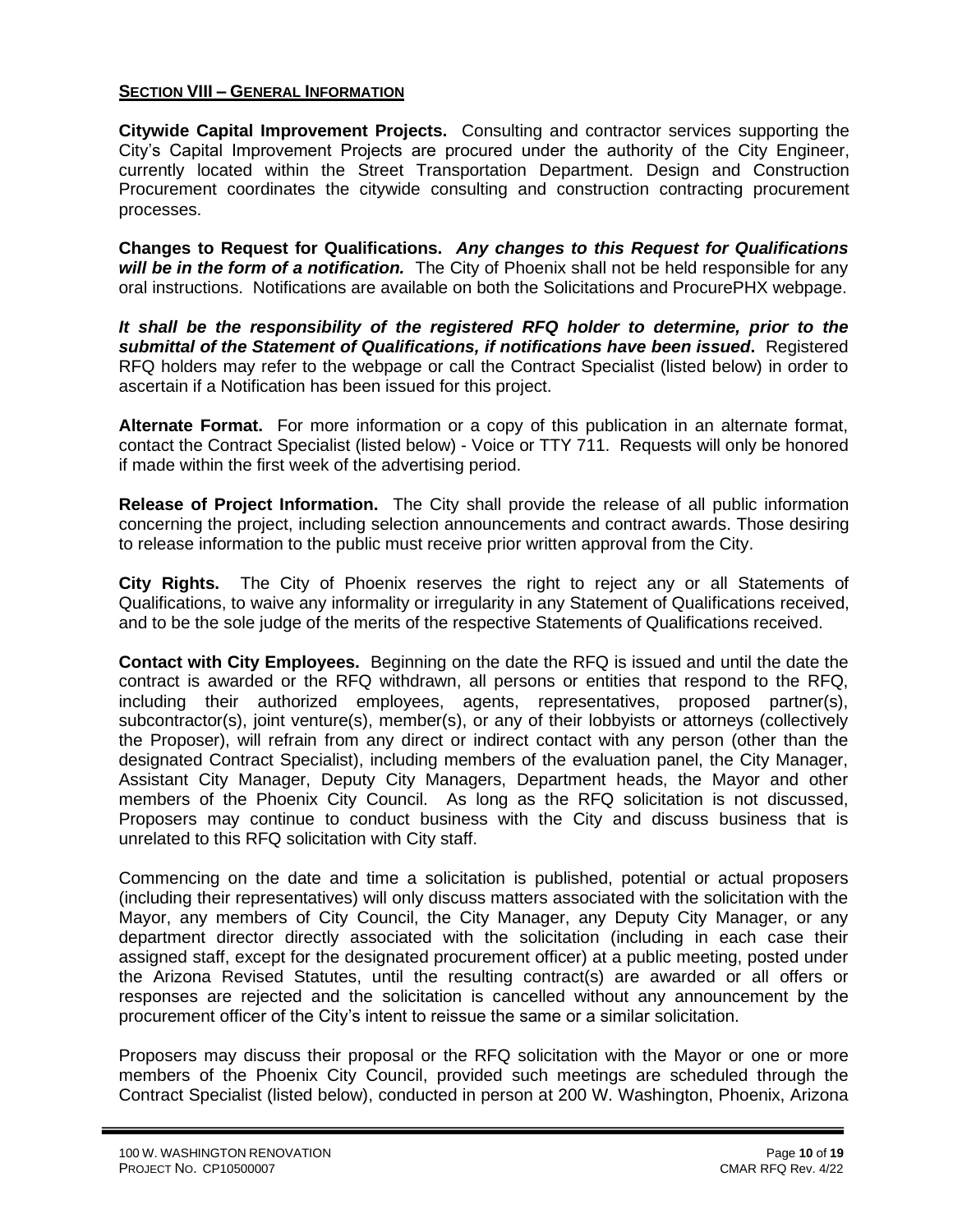## SECTION VIII – GENERAL INFORMATION

**Citywide Capital Improvement Projects.** Consulting and contractor services supporting the City's Capital Improvement Projects are procured under the authority of the City Engineer, currently located within the Street Transportation Department. Design and Construction Procurement coordinates the citywide consulting and construction contracting procurement processes.

**Changes to Request for Qualifications.** ***Any changes to this Request for Qualifications will be in the form of a notification.*** The City of Phoenix shall not be held responsible for any oral instructions. Notifications are available on both the Solicitations and ProcurePHX webpage.

***It shall be the responsibility of the registered RFQ holder to determine, prior to the submittal of the Statement of Qualifications, if notifications have been issued*.** Registered RFQ holders may refer to the webpage or call the Contract Specialist (listed below) in order to ascertain if a Notification has been issued for this project.

**Alternate Format.** For more information or a copy of this publication in an alternate format, contact the Contract Specialist (listed below) - Voice or TTY 711. Requests will only be honored if made within the first week of the advertising period.

**Release of Project Information.** The City shall provide the release of all public information concerning the project, including selection announcements and contract awards. Those desiring to release information to the public must receive prior written approval from the City.

**City Rights.** The City of Phoenix reserves the right to reject any or all Statements of Qualifications, to waive any informality or irregularity in any Statement of Qualifications received, and to be the sole judge of the merits of the respective Statements of Qualifications received.

**Contact with City Employees.** Beginning on the date the RFQ is issued and until the date the contract is awarded or the RFQ withdrawn, all persons or entities that respond to the RFQ, including their authorized employees, agents, representatives, proposed partner(s), subcontractor(s), joint venture(s), member(s), or any of their lobbyists or attorneys (collectively the Proposer), will refrain from any direct or indirect contact with any person (other than the designated Contract Specialist), including members of the evaluation panel, the City Manager, Assistant City Manager, Deputy City Managers, Department heads, the Mayor and other members of the Phoenix City Council. As long as the RFQ solicitation is not discussed, Proposers may continue to conduct business with the City and discuss business that is unrelated to this RFQ solicitation with City staff.

Commencing on the date and time a solicitation is published, potential or actual proposers (including their representatives) will only discuss matters associated with the solicitation with the Mayor, any members of City Council, the City Manager, any Deputy City Manager, or any department director directly associated with the solicitation (including in each case their assigned staff, except for the designated procurement officer) at a public meeting, posted under the Arizona Revised Statutes, until the resulting contract(s) are awarded or all offers or responses are rejected and the solicitation is cancelled without any announcement by the procurement officer of the City's intent to reissue the same or a similar solicitation.

Proposers may discuss their proposal or the RFQ solicitation with the Mayor or one or more members of the Phoenix City Council, provided such meetings are scheduled through the Contract Specialist (listed below), conducted in person at 200 W. Washington, Phoenix, Arizona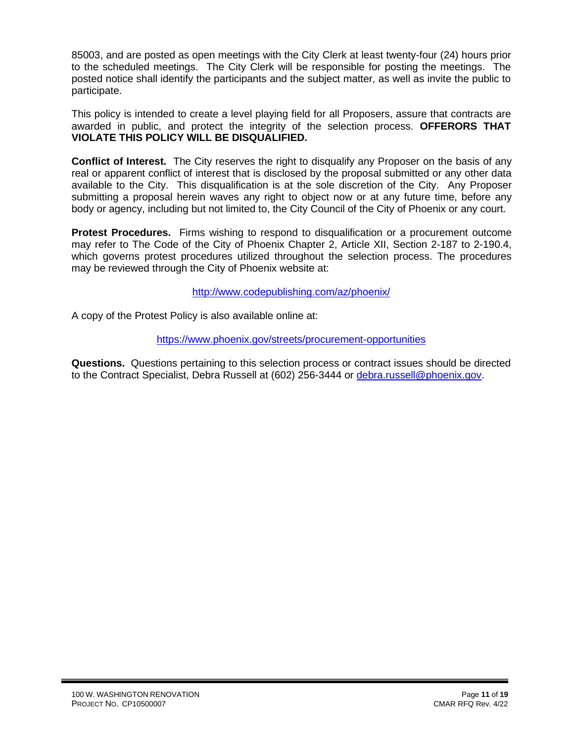85003, and are posted as open meetings with the City Clerk at least twenty-four (24) hours prior to the scheduled meetings. The City Clerk will be responsible for posting the meetings. The posted notice shall identify the participants and the subject matter, as well as invite the public to participate.

This policy is intended to create a level playing field for all Proposers, assure that contracts are awarded in public, and protect the integrity of the selection process. **OFFERORS THAT VIOLATE THIS POLICY WILL BE DISQUALIFIED.**

**Conflict of Interest.** The City reserves the right to disqualify any Proposer on the basis of any real or apparent conflict of interest that is disclosed by the proposal submitted or any other data available to the City. This disqualification is at the sole discretion of the City. Any Proposer submitting a proposal herein waves any right to object now or at any future time, before any body or agency, including but not limited to, the City Council of the City of Phoenix or any court.

**Protest Procedures.** Firms wishing to respond to disqualification or a procurement outcome may refer to The Code of the City of Phoenix Chapter 2, Article XII, Section 2-187 to 2-190.4, which governs protest procedures utilized throughout the selection process. The procedures may be reviewed through the City of Phoenix website at:

http://www.codepublishing.com/az/phoenix/

A copy of the Protest Policy is also available online at:

https://www.phoenix.gov/streets/procurement-opportunities

**Questions.** Questions pertaining to this selection process or contract issues should be directed to the Contract Specialist, Debra Russell at (602) 256-3444 or debra.russell@phoenix.gov.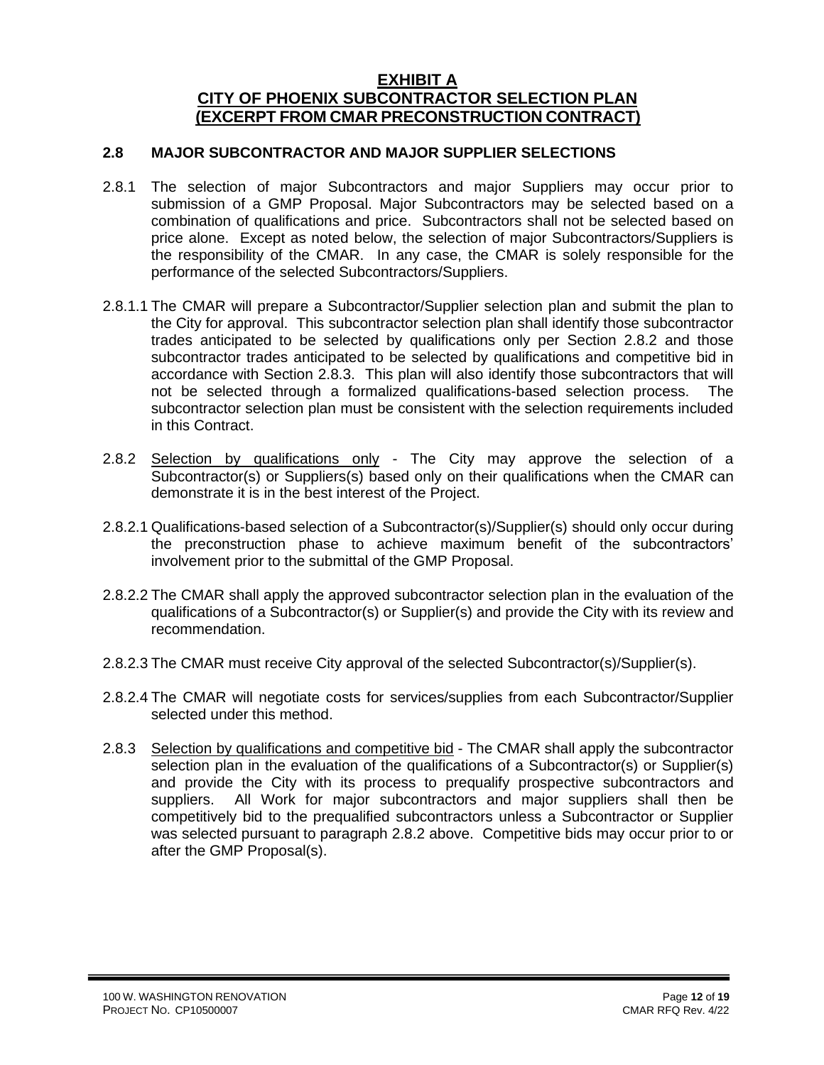# EXHIBIT A
# CITY OF PHOENIX SUBCONTRACTOR SELECTION PLAN
# (EXCERPT FROM CMAR PRECONSTRUCTION CONTRACT)

## 2.8 MAJOR SUBCONTRACTOR AND MAJOR SUPPLIER SELECTIONS

2.8.1 The selection of major Subcontractors and major Suppliers may occur prior to submission of a GMP Proposal. Major Subcontractors may be selected based on a combination of qualifications and price. Subcontractors shall not be selected based on price alone. Except as noted below, the selection of major Subcontractors/Suppliers is the responsibility of the CMAR. In any case, the CMAR is solely responsible for the performance of the selected Subcontractors/Suppliers.

2.8.1.1 The CMAR will prepare a Subcontractor/Supplier selection plan and submit the plan to the City for approval. This subcontractor selection plan shall identify those subcontractor trades anticipated to be selected by qualifications only per Section 2.8.2 and those subcontractor trades anticipated to be selected by qualifications and competitive bid in accordance with Section 2.8.3. This plan will also identify those subcontractors that will not be selected through a formalized qualifications-based selection process. The subcontractor selection plan must be consistent with the selection requirements included in this Contract.

2.8.2 <u>Selection by qualifications only</u> - The City may approve the selection of a Subcontractor(s) or Suppliers(s) based only on their qualifications when the CMAR can demonstrate it is in the best interest of the Project.

2.8.2.1 Qualifications-based selection of a Subcontractor(s)/Supplier(s) should only occur during the preconstruction phase to achieve maximum benefit of the subcontractors' involvement prior to the submittal of the GMP Proposal.

2.8.2.2 The CMAR shall apply the approved subcontractor selection plan in the evaluation of the qualifications of a Subcontractor(s) or Supplier(s) and provide the City with its review and recommendation.

2.8.2.3 The CMAR must receive City approval of the selected Subcontractor(s)/Supplier(s).

2.8.2.4 The CMAR will negotiate costs for services/supplies from each Subcontractor/Supplier selected under this method.

2.8.3 <u>Selection by qualifications and competitive bid</u> - The CMAR shall apply the subcontractor selection plan in the evaluation of the qualifications of a Subcontractor(s) or Supplier(s) and provide the City with its process to prequalify prospective subcontractors and suppliers. All Work for major subcontractors and major suppliers shall then be competitively bid to the prequalified subcontractors unless a Subcontractor or Supplier was selected pursuant to paragraph 2.8.2 above. Competitive bids may occur prior to or after the GMP Proposal(s).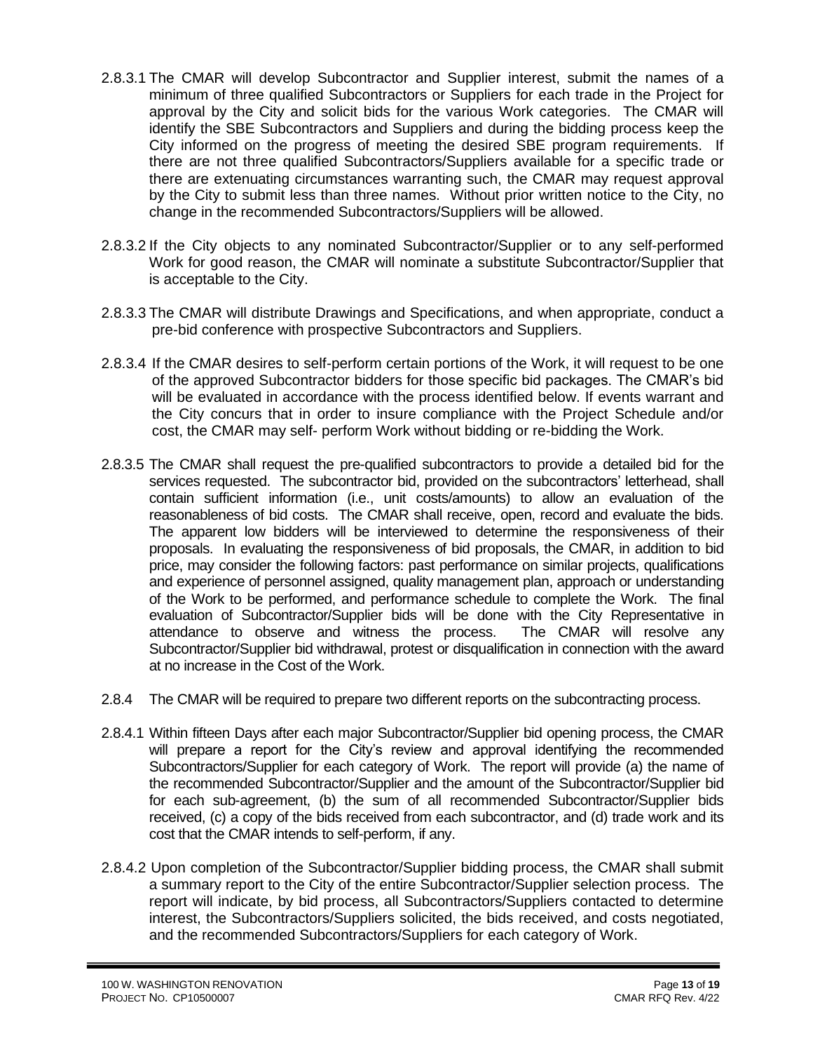2.8.3.1 The CMAR will develop Subcontractor and Supplier interest, submit the names of a minimum of three qualified Subcontractors or Suppliers for each trade in the Project for approval by the City and solicit bids for the various Work categories. The CMAR will identify the SBE Subcontractors and Suppliers and during the bidding process keep the City informed on the progress of meeting the desired SBE program requirements. If there are not three qualified Subcontractors/Suppliers available for a specific trade or there are extenuating circumstances warranting such, the CMAR may request approval by the City to submit less than three names. Without prior written notice to the City, no change in the recommended Subcontractors/Suppliers will be allowed.

2.8.3.2 If the City objects to any nominated Subcontractor/Supplier or to any self-performed Work for good reason, the CMAR will nominate a substitute Subcontractor/Supplier that is acceptable to the City.

2.8.3.3 The CMAR will distribute Drawings and Specifications, and when appropriate, conduct a pre-bid conference with prospective Subcontractors and Suppliers.

2.8.3.4 If the CMAR desires to self-perform certain portions of the Work, it will request to be one of the approved Subcontractor bidders for those specific bid packages. The CMAR's bid will be evaluated in accordance with the process identified below. If events warrant and the City concurs that in order to insure compliance with the Project Schedule and/or cost, the CMAR may self- perform Work without bidding or re-bidding the Work.

2.8.3.5 The CMAR shall request the pre-qualified subcontractors to provide a detailed bid for the services requested. The subcontractor bid, provided on the subcontractors' letterhead, shall contain sufficient information (i.e., unit costs/amounts) to allow an evaluation of the reasonableness of bid costs. The CMAR shall receive, open, record and evaluate the bids. The apparent low bidders will be interviewed to determine the responsiveness of their proposals. In evaluating the responsiveness of bid proposals, the CMAR, in addition to bid price, may consider the following factors: past performance on similar projects, qualifications and experience of personnel assigned, quality management plan, approach or understanding of the Work to be performed, and performance schedule to complete the Work. The final evaluation of Subcontractor/Supplier bids will be done with the City Representative in attendance to observe and witness the process. The CMAR will resolve any Subcontractor/Supplier bid withdrawal, protest or disqualification in connection with the award at no increase in the Cost of the Work.

2.8.4 The CMAR will be required to prepare two different reports on the subcontracting process.

2.8.4.1 Within fifteen Days after each major Subcontractor/Supplier bid opening process, the CMAR will prepare a report for the City's review and approval identifying the recommended Subcontractors/Supplier for each category of Work. The report will provide (a) the name of the recommended Subcontractor/Supplier and the amount of the Subcontractor/Supplier bid for each sub-agreement, (b) the sum of all recommended Subcontractor/Supplier bids received, (c) a copy of the bids received from each subcontractor, and (d) trade work and its cost that the CMAR intends to self-perform, if any.

2.8.4.2 Upon completion of the Subcontractor/Supplier bidding process, the CMAR shall submit a summary report to the City of the entire Subcontractor/Supplier selection process. The report will indicate, by bid process, all Subcontractors/Suppliers contacted to determine interest, the Subcontractors/Suppliers solicited, the bids received, and costs negotiated, and the recommended Subcontractors/Suppliers for each category of Work.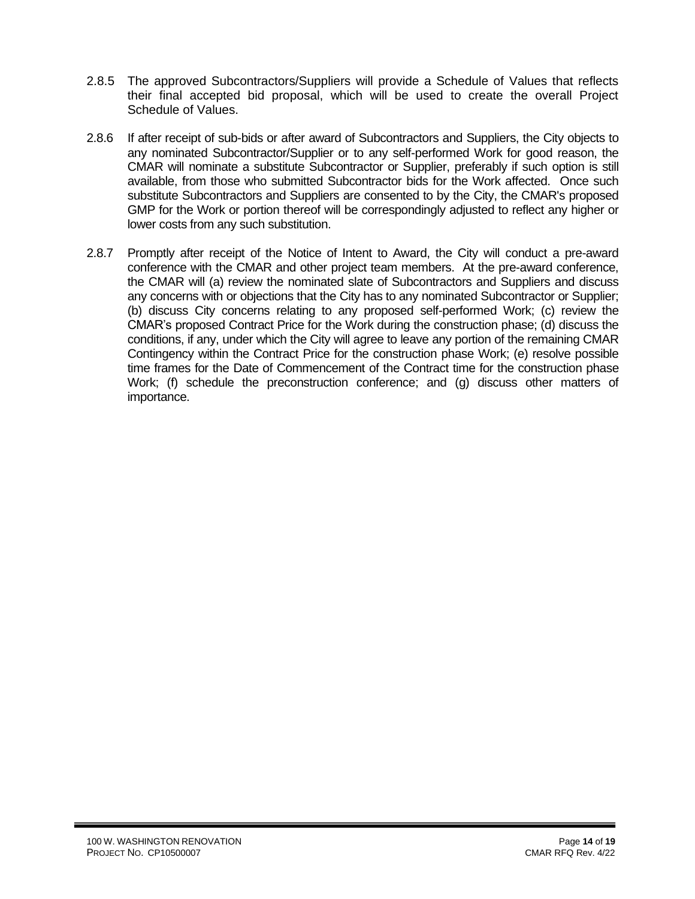2.8.5 The approved Subcontractors/Suppliers will provide a Schedule of Values that reflects their final accepted bid proposal, which will be used to create the overall Project Schedule of Values.

2.8.6 If after receipt of sub-bids or after award of Subcontractors and Suppliers, the City objects to any nominated Subcontractor/Supplier or to any self-performed Work for good reason, the CMAR will nominate a substitute Subcontractor or Supplier, preferably if such option is still available, from those who submitted Subcontractor bids for the Work affected. Once such substitute Subcontractors and Suppliers are consented to by the City, the CMAR's proposed GMP for the Work or portion thereof will be correspondingly adjusted to reflect any higher or lower costs from any such substitution.

2.8.7 Promptly after receipt of the Notice of Intent to Award, the City will conduct a pre-award conference with the CMAR and other project team members. At the pre-award conference, the CMAR will (a) review the nominated slate of Subcontractors and Suppliers and discuss any concerns with or objections that the City has to any nominated Subcontractor or Supplier; (b) discuss City concerns relating to any proposed self-performed Work; (c) review the CMAR's proposed Contract Price for the Work during the construction phase; (d) discuss the conditions, if any, under which the City will agree to leave any portion of the remaining CMAR Contingency within the Contract Price for the construction phase Work; (e) resolve possible time frames for the Date of Commencement of the Contract time for the construction phase Work; (f) schedule the preconstruction conference; and (g) discuss other matters of importance.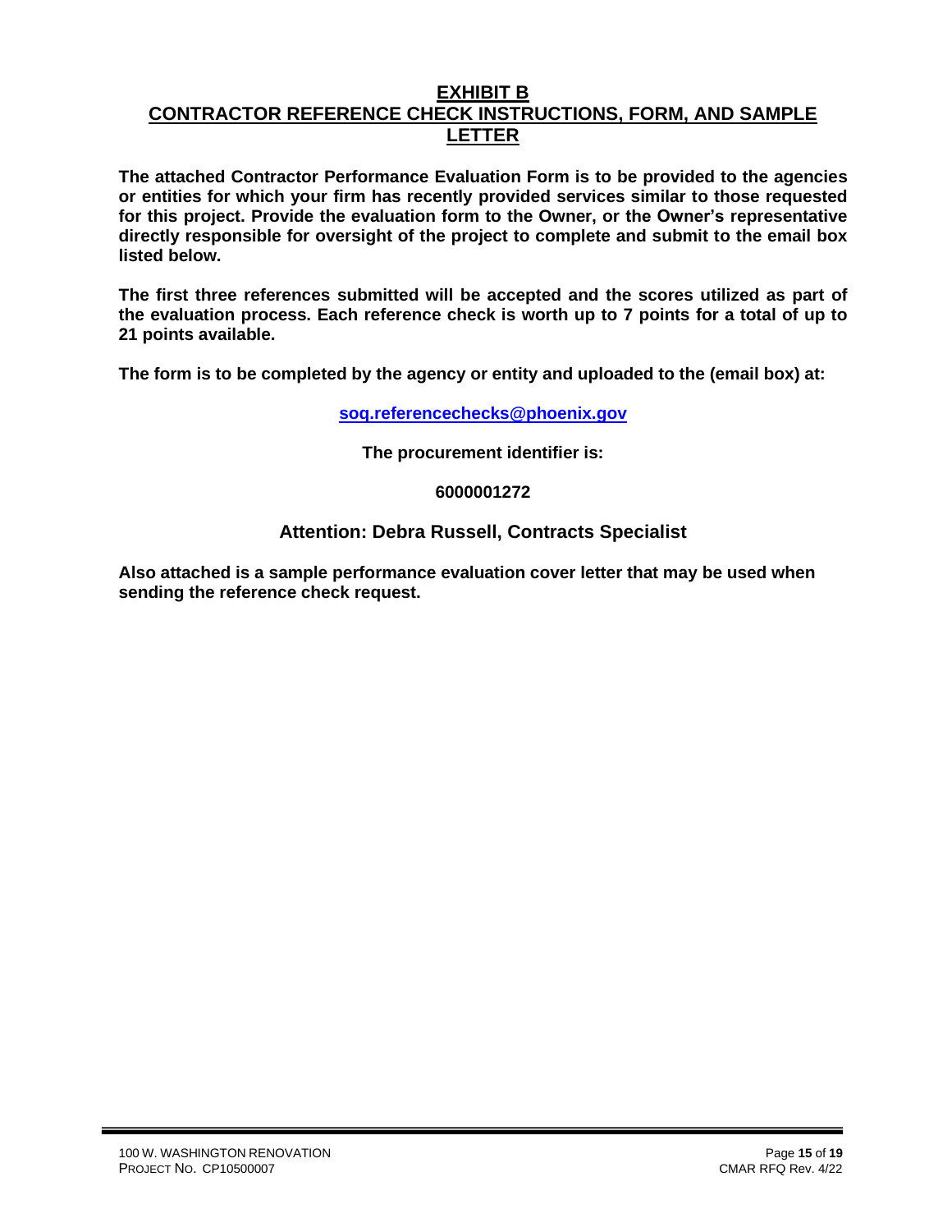# EXHIBIT B
## CONTRACTOR REFERENCE CHECK INSTRUCTIONS, FORM, AND SAMPLE LETTER

**The attached Contractor Performance Evaluation Form is to be provided to the agencies or entities for which your firm has recently provided services similar to those requested for this project. Provide the evaluation form to the Owner, or the Owner's representative directly responsible for oversight of the project to complete and submit to the email box listed below.**

**The first three references submitted will be accepted and the scores utilized as part of the evaluation process. Each reference check is worth up to 7 points for a total of up to 21 points available.**

**The form is to be completed by the agency or entity and uploaded to the (email box) at:**

**soq.referencechecks@phoenix.gov**

**The procurement identifier is:**

**6000001272**

**Attention: Debra Russell, Contracts Specialist**

**Also attached is a sample performance evaluation cover letter that may be used when sending the reference check request.**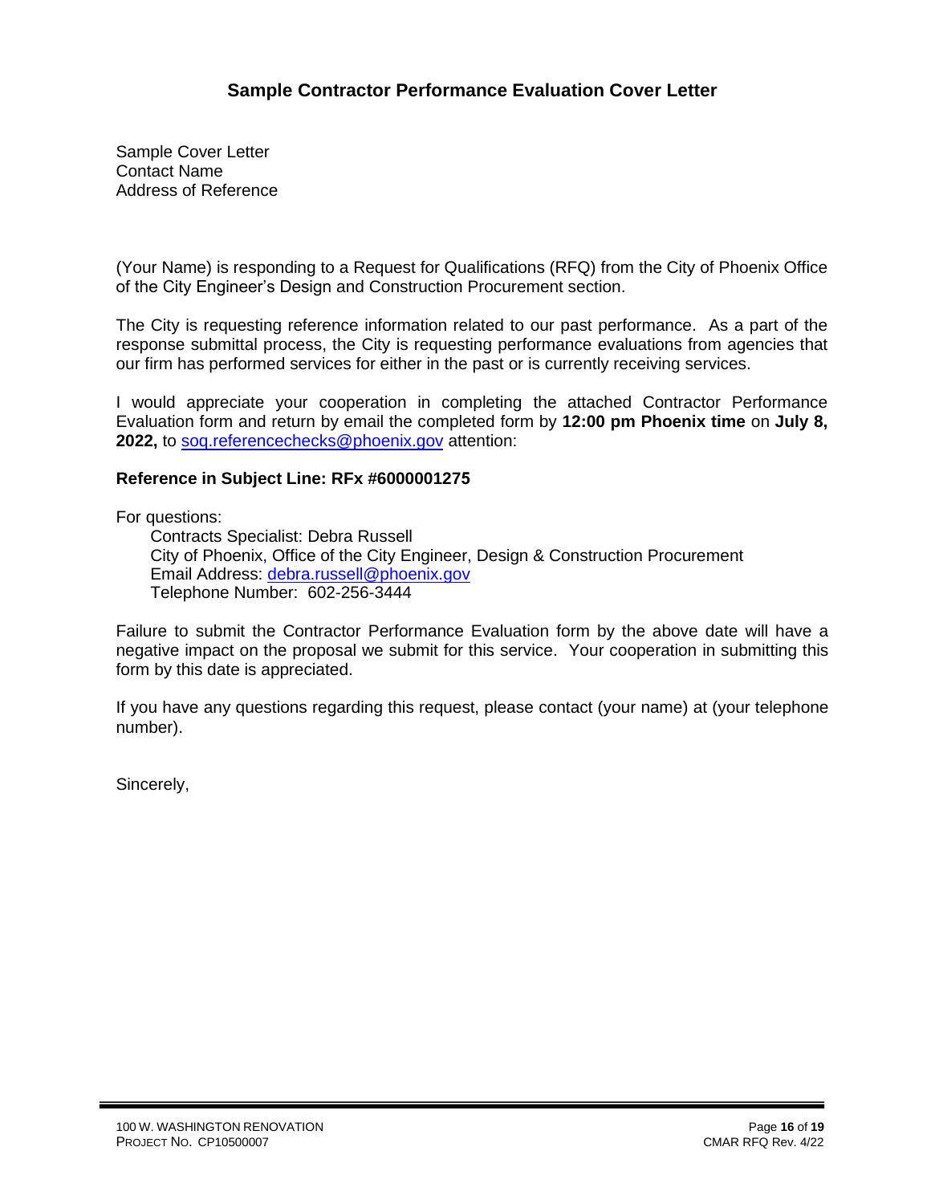## Sample Contractor Performance Evaluation Cover Letter

Sample Cover Letter
Contact Name
Address of Reference

(Your Name) is responding to a Request for Qualifications (RFQ) from the City of Phoenix Office of the City Engineer's Design and Construction Procurement section.

The City is requesting reference information related to our past performance. As a part of the response submittal process, the City is requesting performance evaluations from agencies that our firm has performed services for either in the past or is currently receiving services.

I would appreciate your cooperation in completing the attached Contractor Performance Evaluation form and return by email the completed form by **12:00 pm Phoenix time** on **July 8, 2022,** to soq.referencechecks@phoenix.gov attention:

**Reference in Subject Line: RFx #6000001275**

For questions:

> Contracts Specialist: Debra Russell
> City of Phoenix, Office of the City Engineer, Design & Construction Procurement
> Email Address: debra.russell@phoenix.gov
> Telephone Number: 602-256-3444

Failure to submit the Contractor Performance Evaluation form by the above date will have a negative impact on the proposal we submit for this service. Your cooperation in submitting this form by this date is appreciated.

If you have any questions regarding this request, please contact (your name) at (your telephone number).

Sincerely,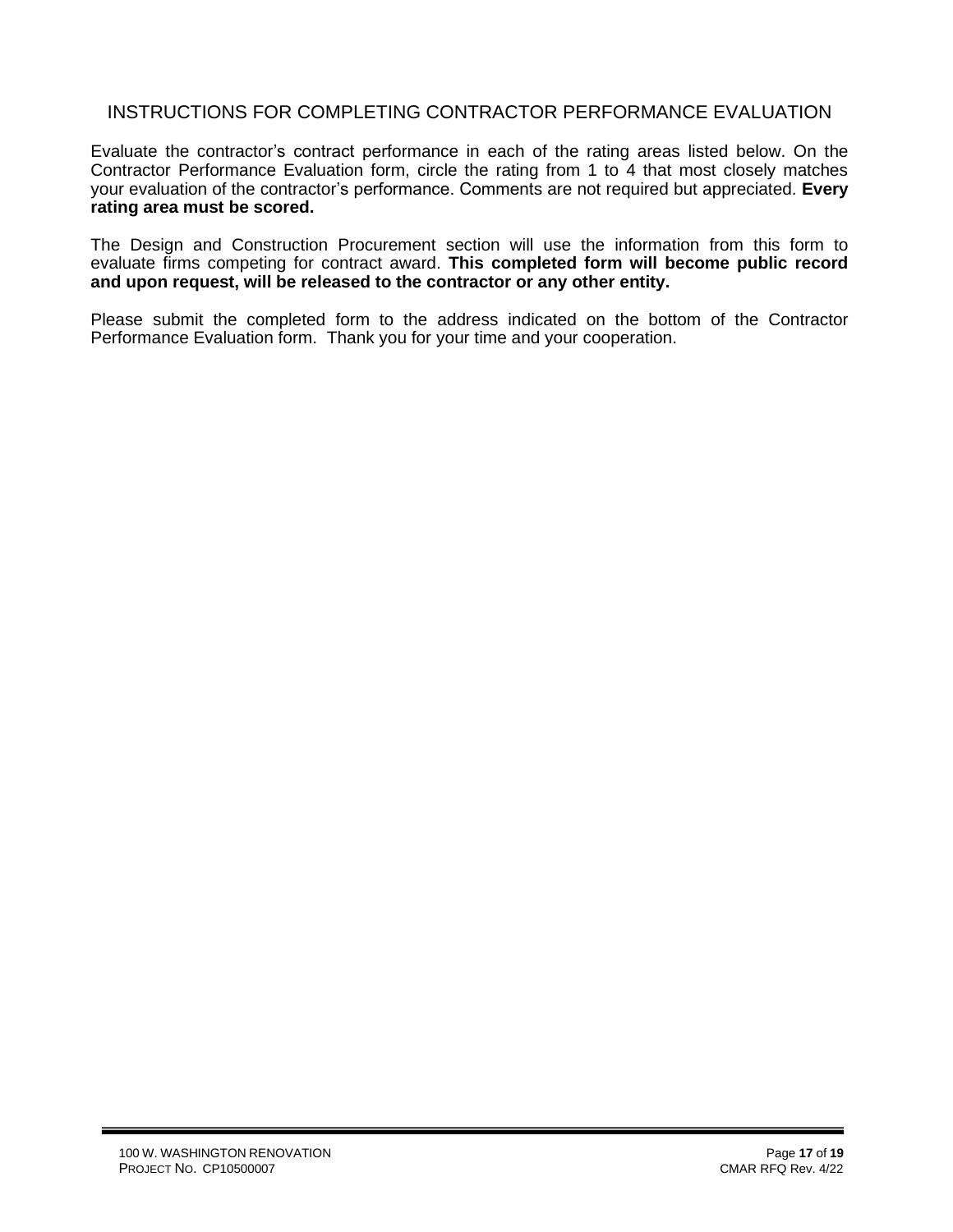# INSTRUCTIONS FOR COMPLETING CONTRACTOR PERFORMANCE EVALUATION

Evaluate the contractor's contract performance in each of the rating areas listed below. On the Contractor Performance Evaluation form, circle the rating from 1 to 4 that most closely matches your evaluation of the contractor's performance. Comments are not required but appreciated. **Every rating area must be scored.**

The Design and Construction Procurement section will use the information from this form to evaluate firms competing for contract award. **This completed form will become public record and upon request, will be released to the contractor or any other entity.**

Please submit the completed form to the address indicated on the bottom of the Contractor Performance Evaluation form. Thank you for your time and your cooperation.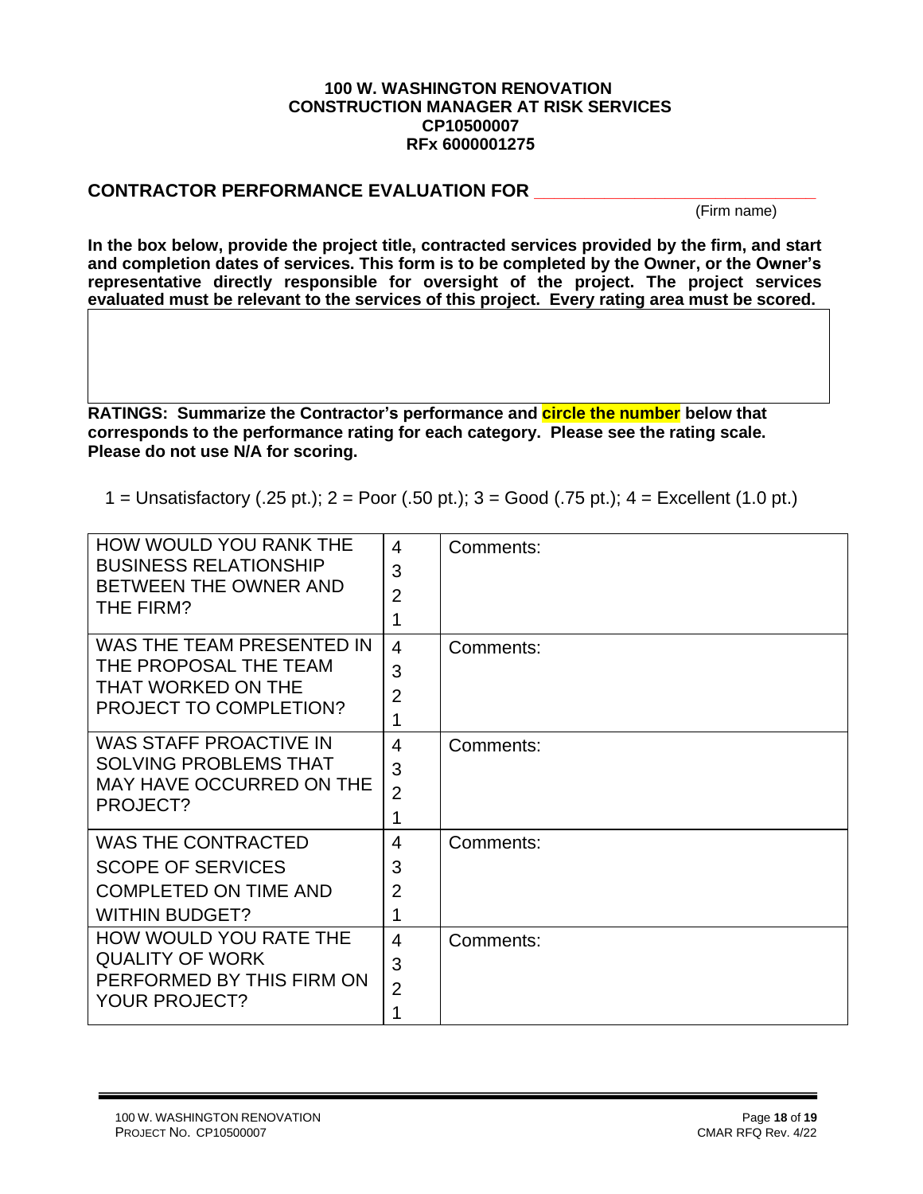**100 W. WASHINGTON RENOVATION**
**CONSTRUCTION MANAGER AT RISK SERVICES**
**CP10500007**
**RFx 6000001275**

## CONTRACTOR PERFORMANCE EVALUATION FOR ______________________________

(Firm name)

**In the box below, provide the project title, contracted services provided by the firm, and start and completion dates of services. This form is to be completed by the Owner, or the Owner's representative directly responsible for oversight of the project. The project services evaluated must be relevant to the services of this project. Every rating area must be scored.**

| |
|---|
| |

**RATINGS: Summarize the Contractor's performance and circle the number below that corresponds to the performance rating for each category. Please see the rating scale. Please do not use N/A for scoring.**

1 = Unsatisfactory (.25 pt.); 2 = Poor (.50 pt.); 3 = Good (.75 pt.); 4 = Excellent (1.0 pt.)

| | | |
|---|---|---|
| HOW WOULD YOU RANK THE BUSINESS RELATIONSHIP BETWEEN THE OWNER AND THE FIRM? | 4<br>3<br>2<br>1 | Comments: |
| WAS THE TEAM PRESENTED IN THE PROPOSAL THE TEAM THAT WORKED ON THE PROJECT TO COMPLETION? | 4<br>3<br>2<br>1 | Comments: |
| WAS STAFF PROACTIVE IN SOLVING PROBLEMS THAT MAY HAVE OCCURRED ON THE PROJECT? | 4<br>3<br>2<br>1 | Comments: |
| WAS THE CONTRACTED SCOPE OF SERVICES COMPLETED ON TIME AND WITHIN BUDGET? | 4<br>3<br>2<br>1 | Comments: |
| HOW WOULD YOU RATE THE QUALITY OF WORK PERFORMED BY THIS FIRM ON YOUR PROJECT? | 4<br>3<br>2<br>1 | Comments: |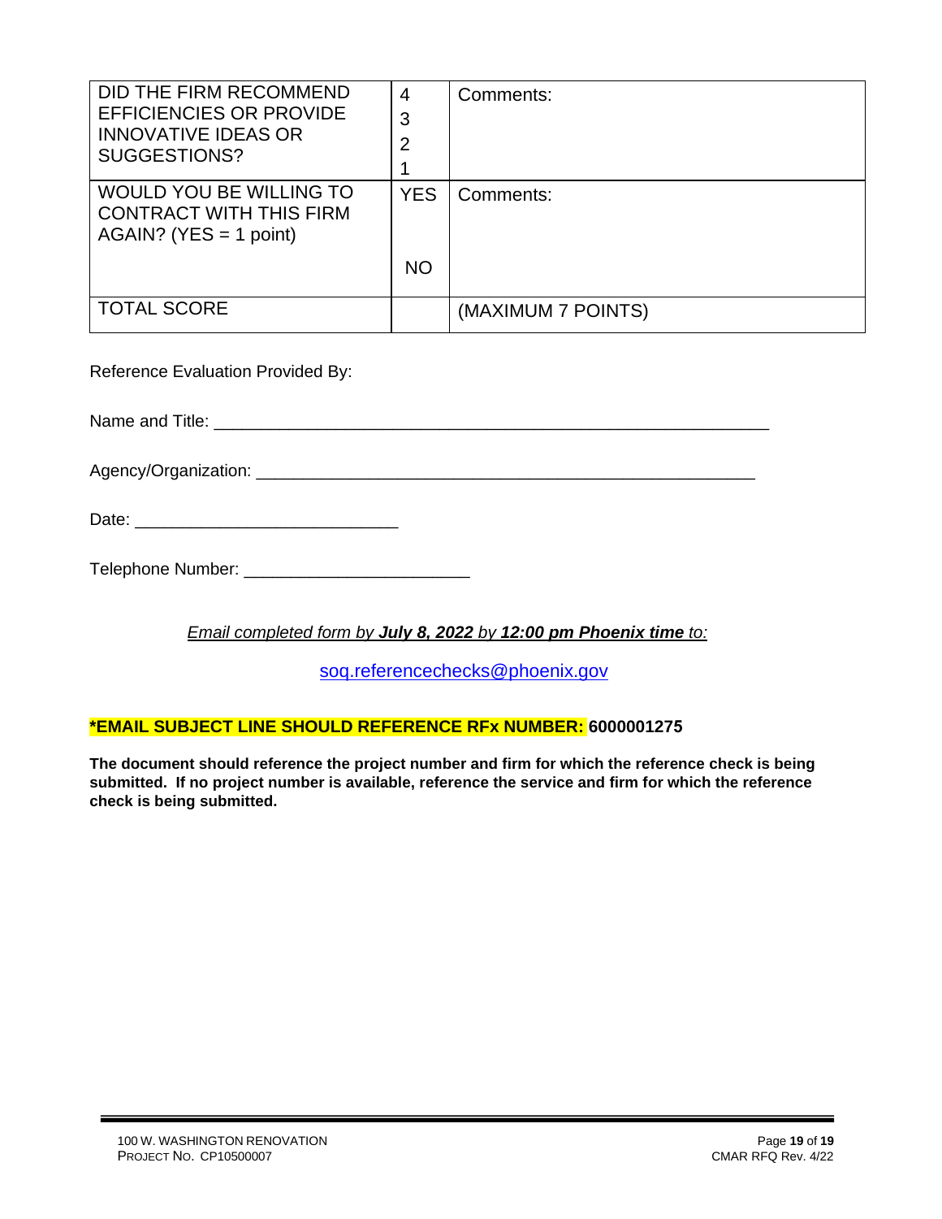| | | |
|---|---|---|
| DID THE FIRM RECOMMEND EFFICIENCIES OR PROVIDE INNOVATIVE IDEAS OR SUGGESTIONS? | 4<br>3<br>2<br>1 | Comments: |
| WOULD YOU BE WILLING TO CONTRACT WITH THIS FIRM AGAIN? (YES = 1 point) | YES<br><br>NO | Comments: |
| TOTAL SCORE | | (MAXIMUM 7 POINTS) |

Reference Evaluation Provided By:

Name and Title: ____________________________________________________________

Agency/Organization: ______________________________________________________

Date: ____________________________

Telephone Number: ________________________

*Email completed form by **July 8, 2022** by **12:00 pm Phoenix time** to:*

soq.referencechecks@phoenix.gov

**\*EMAIL SUBJECT LINE SHOULD REFERENCE RFx NUMBER: 6000001275**

**The document should reference the project number and firm for which the reference check is being submitted. If no project number is available, reference the service and firm for which the reference check is being submitted.**